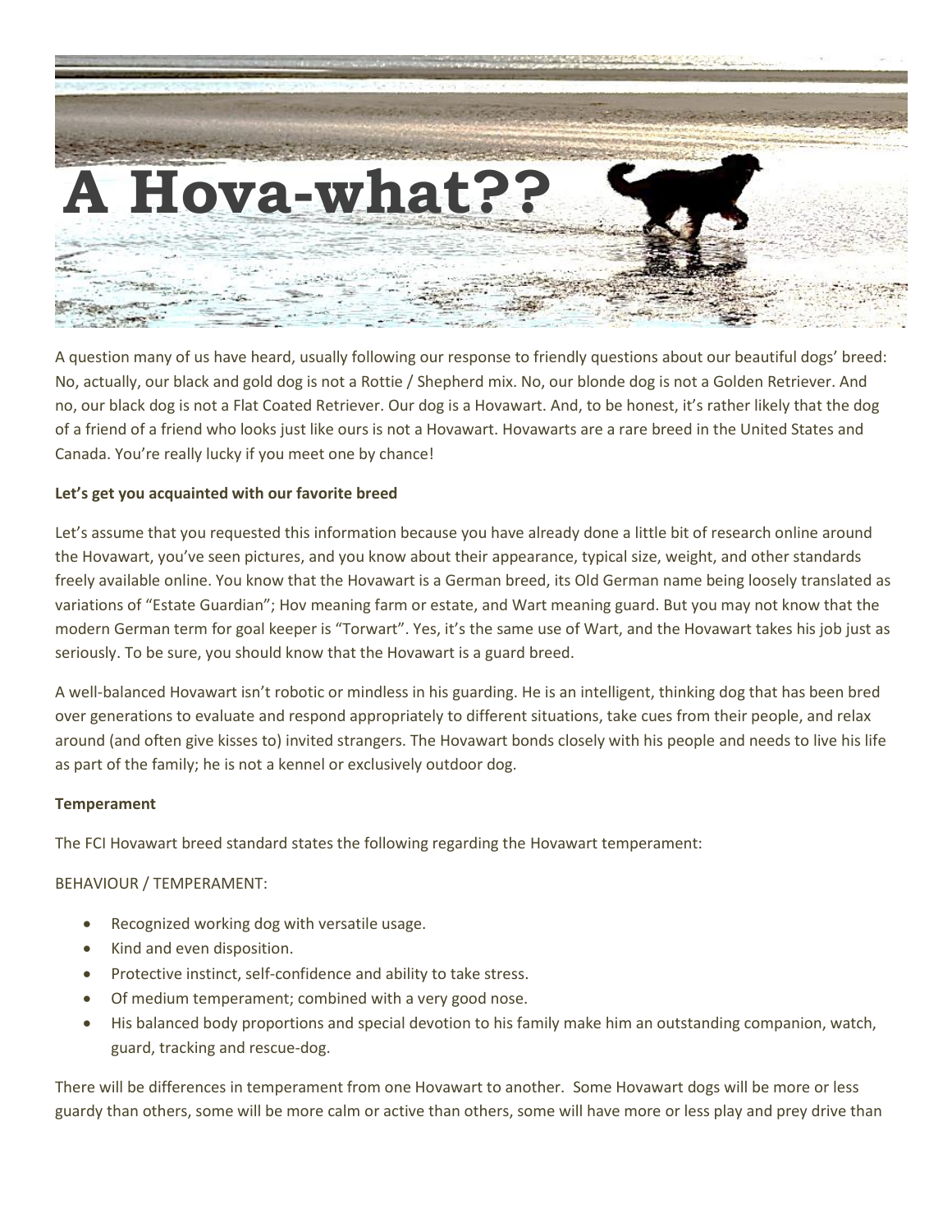# A Hova-what??

A question many of us have heard, usually following our response to friendly questions about our beautiful dogs' breed: No, actually, our black and gold dog is not a Rottie / Shepherd mix. No, our blonde dog is not a Golden Retriever. And no, our black dog is not a Flat Coated Retriever. Our dog is a Hovawart. And, to be honest, it's rather likely that the dog of a friend of a friend who looks just like ours is not a Hovawart. Hovawarts are a rare breed in the United States and Canada. You're really lucky if you meet one by chance!

**Let's get you acquainted with our favorite breed**

Let's assume that you requested this information because you have already done a little bit of research online around the Hovawart, you've seen pictures, and you know about their appearance, typical size, weight, and other standards freely available online. You know that the Hovawart is a German breed, its Old German name being loosely translated as variations of "Estate Guardian"; Hov meaning farm or estate, and Wart meaning guard. But you may not know that the modern German term for goal keeper is "Torwart". Yes, it's the same use of Wart, and the Hovawart takes his job just as seriously. To be sure, you should know that the Hovawart is a guard breed.

A well-balanced Hovawart isn't robotic or mindless in his guarding. He is an intelligent, thinking dog that has been bred over generations to evaluate and respond appropriately to different situations, take cues from their people, and relax around (and often give kisses to) invited strangers. The Hovawart bonds closely with his people and needs to live his life as part of the family; he is not a kennel or exclusively outdoor dog.

**Temperament**

The FCI Hovawart breed standard states the following regarding the Hovawart temperament:

BEHAVIOUR / TEMPERAMENT:

- Recognized working dog with versatile usage.
- Kind and even disposition.
- Protective instinct, self-confidence and ability to take stress.
- Of medium temperament; combined with a very good nose.
- His balanced body proportions and special devotion to his family make him an outstanding companion, watch, guard, tracking and rescue-dog.

There will be differences in temperament from one Hovawart to another. Some Hovawart dogs will be more or less guardy than others, some will be more calm or active than others, some will have more or less play and prey drive than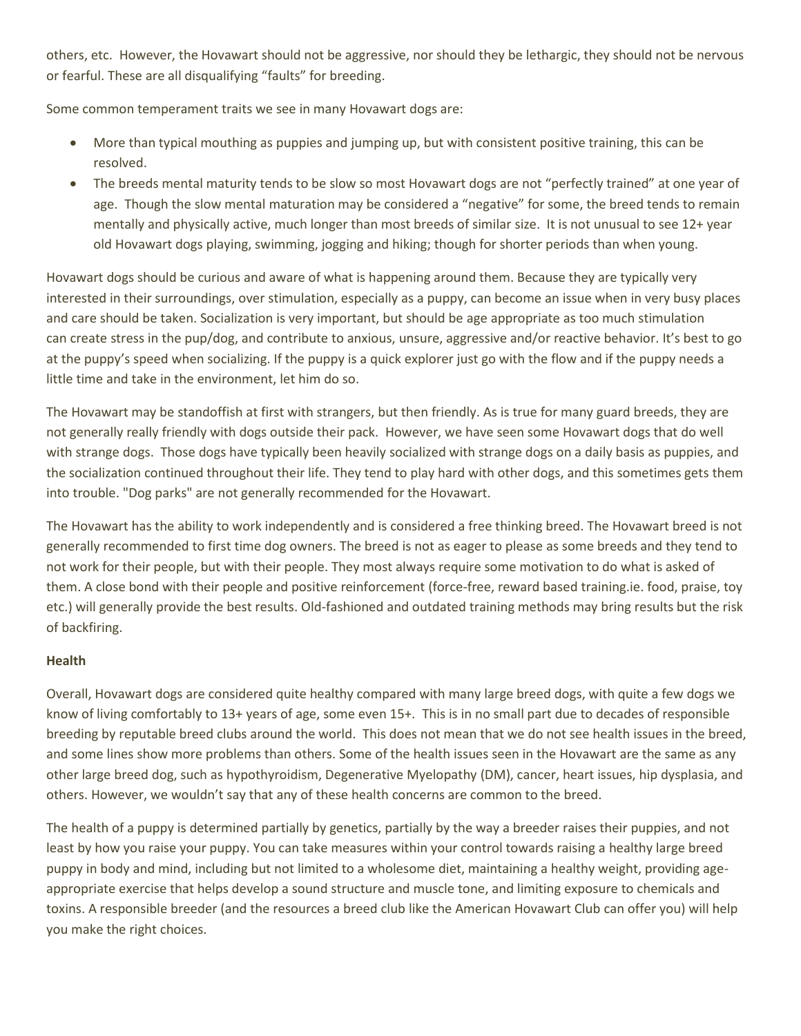others, etc. However, the Hovawart should not be aggressive, nor should they be lethargic, they should not be nervous or fearful. These are all disqualifying "faults" for breeding.

Some common temperament traits we see in many Hovawart dogs are:

- More than typical mouthing as puppies and jumping up, but with consistent positive training, this can be resolved.
- The breeds mental maturity tends to be slow so most Hovawart dogs are not "perfectly trained" at one year of age. Though the slow mental maturation may be considered a "negative" for some, the breed tends to remain mentally and physically active, much longer than most breeds of similar size. It is not unusual to see 12+ year old Hovawart dogs playing, swimming, jogging and hiking; though for shorter periods than when young.

Hovawart dogs should be curious and aware of what is happening around them. Because they are typically very interested in their surroundings, over stimulation, especially as a puppy, can become an issue when in very busy places and care should be taken. Socialization is very important, but should be age appropriate as too much stimulation can create stress in the pup/dog, and contribute to anxious, unsure, aggressive and/or reactive behavior. It's best to go at the puppy's speed when socializing. If the puppy is a quick explorer just go with the flow and if the puppy needs a little time and take in the environment, let him do so.

The Hovawart may be standoffish at first with strangers, but then friendly. As is true for many guard breeds, they are not generally really friendly with dogs outside their pack. However, we have seen some Hovawart dogs that do well with strange dogs. Those dogs have typically been heavily socialized with strange dogs on a daily basis as puppies, and the socialization continued throughout their life. They tend to play hard with other dogs, and this sometimes gets them into trouble. "Dog parks" are not generally recommended for the Hovawart.

The Hovawart has the ability to work independently and is considered a free thinking breed. The Hovawart breed is not generally recommended to first time dog owners. The breed is not as eager to please as some breeds and they tend to not work for their people, but with their people. They most always require some motivation to do what is asked of them. A close bond with their people and positive reinforcement (force-free, reward based training.ie. food, praise, toy etc.) will generally provide the best results. Old-fashioned and outdated training methods may bring results but the risk of backfiring.

**Health**

Overall, Hovawart dogs are considered quite healthy compared with many large breed dogs, with quite a few dogs we know of living comfortably to 13+ years of age, some even 15+. This is in no small part due to decades of responsible breeding by reputable breed clubs around the world. This does not mean that we do not see health issues in the breed, and some lines show more problems than others. Some of the health issues seen in the Hovawart are the same as any other large breed dog, such as hypothyroidism, Degenerative Myelopathy (DM), cancer, heart issues, hip dysplasia, and others. However, we wouldn't say that any of these health concerns are common to the breed.

The health of a puppy is determined partially by genetics, partially by the way a breeder raises their puppies, and not least by how you raise your puppy. You can take measures within your control towards raising a healthy large breed puppy in body and mind, including but not limited to a wholesome diet, maintaining a healthy weight, providing age-appropriate exercise that helps develop a sound structure and muscle tone, and limiting exposure to chemicals and toxins. A responsible breeder (and the resources a breed club like the American Hovawart Club can offer you) will help you make the right choices.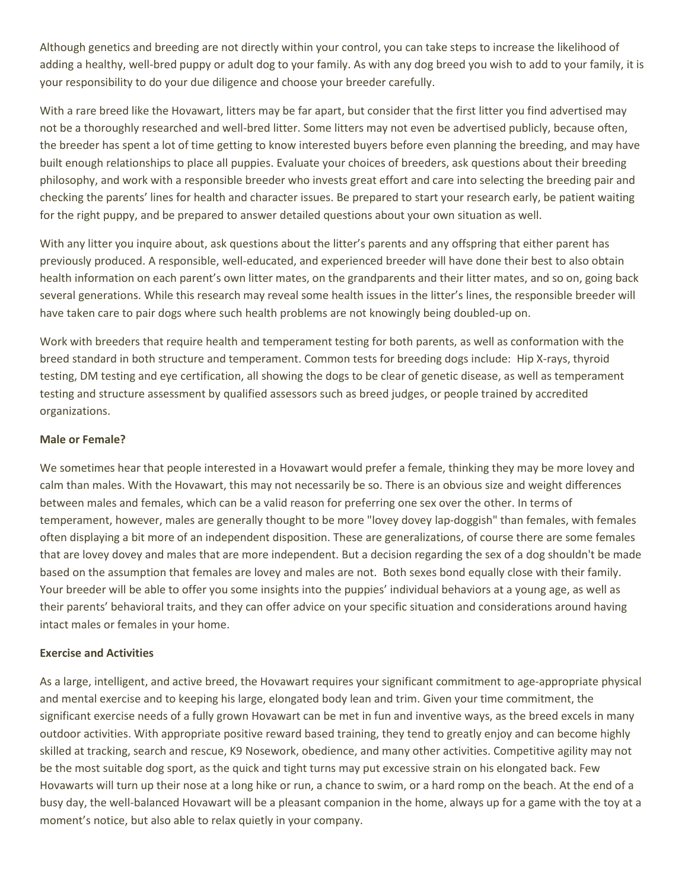Although genetics and breeding are not directly within your control, you can take steps to increase the likelihood of adding a healthy, well-bred puppy or adult dog to your family. As with any dog breed you wish to add to your family, it is your responsibility to do your due diligence and choose your breeder carefully.

With a rare breed like the Hovawart, litters may be far apart, but consider that the first litter you find advertised may not be a thoroughly researched and well-bred litter. Some litters may not even be advertised publicly, because often, the breeder has spent a lot of time getting to know interested buyers before even planning the breeding, and may have built enough relationships to place all puppies. Evaluate your choices of breeders, ask questions about their breeding philosophy, and work with a responsible breeder who invests great effort and care into selecting the breeding pair and checking the parents' lines for health and character issues. Be prepared to start your research early, be patient waiting for the right puppy, and be prepared to answer detailed questions about your own situation as well.

With any litter you inquire about, ask questions about the litter's parents and any offspring that either parent has previously produced. A responsible, well-educated, and experienced breeder will have done their best to also obtain health information on each parent's own litter mates, on the grandparents and their litter mates, and so on, going back several generations. While this research may reveal some health issues in the litter's lines, the responsible breeder will have taken care to pair dogs where such health problems are not knowingly being doubled-up on.

Work with breeders that require health and temperament testing for both parents, as well as conformation with the breed standard in both structure and temperament. Common tests for breeding dogs include: Hip X-rays, thyroid testing, DM testing and eye certification, all showing the dogs to be clear of genetic disease, as well as temperament testing and structure assessment by qualified assessors such as breed judges, or people trained by accredited organizations.

**Male or Female?**

We sometimes hear that people interested in a Hovawart would prefer a female, thinking they may be more lovey and calm than males. With the Hovawart, this may not necessarily be so. There is an obvious size and weight differences between males and females, which can be a valid reason for preferring one sex over the other. In terms of temperament, however, males are generally thought to be more "lovey dovey lap-doggish" than females, with females often displaying a bit more of an independent disposition. These are generalizations, of course there are some females that are lovey dovey and males that are more independent. But a decision regarding the sex of a dog shouldn't be made based on the assumption that females are lovey and males are not. Both sexes bond equally close with their family. Your breeder will be able to offer you some insights into the puppies' individual behaviors at a young age, as well as their parents' behavioral traits, and they can offer advice on your specific situation and considerations around having intact males or females in your home.

**Exercise and Activities**

As a large, intelligent, and active breed, the Hovawart requires your significant commitment to age-appropriate physical and mental exercise and to keeping his large, elongated body lean and trim. Given your time commitment, the significant exercise needs of a fully grown Hovawart can be met in fun and inventive ways, as the breed excels in many outdoor activities. With appropriate positive reward based training, they tend to greatly enjoy and can become highly skilled at tracking, search and rescue, K9 Nosework, obedience, and many other activities. Competitive agility may not be the most suitable dog sport, as the quick and tight turns may put excessive strain on his elongated back. Few Hovawarts will turn up their nose at a long hike or run, a chance to swim, or a hard romp on the beach. At the end of a busy day, the well-balanced Hovawart will be a pleasant companion in the home, always up for a game with the toy at a moment's notice, but also able to relax quietly in your company.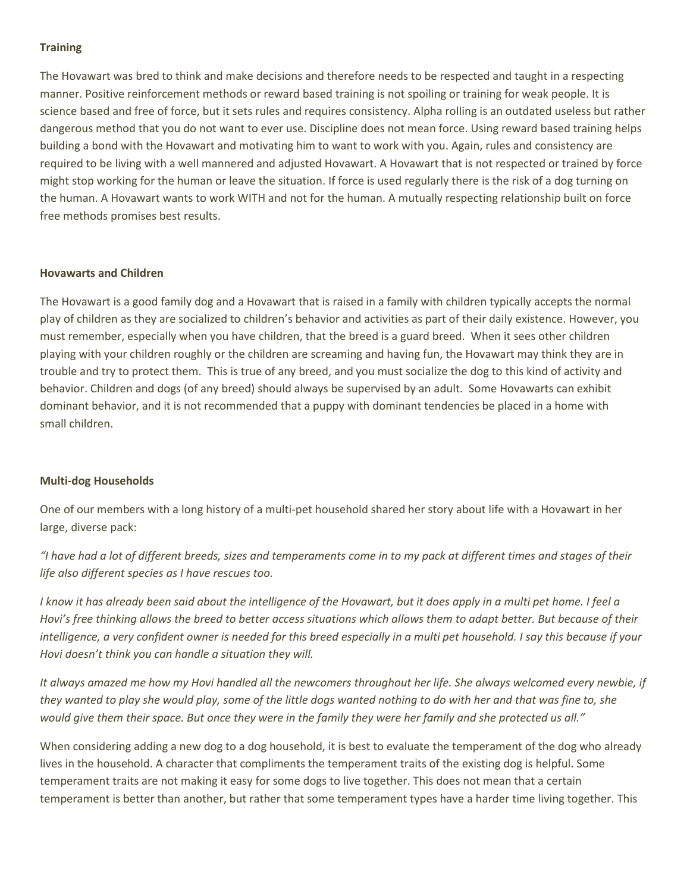**Training**

The Hovawart was bred to think and make decisions and therefore needs to be respected and taught in a respecting manner. Positive reinforcement methods or reward based training is not spoiling or training for weak people. It is science based and free of force, but it sets rules and requires consistency. Alpha rolling is an outdated useless but rather dangerous method that you do not want to ever use. Discipline does not mean force. Using reward based training helps building a bond with the Hovawart and motivating him to want to work with you. Again, rules and consistency are required to be living with a well mannered and adjusted Hovawart. A Hovawart that is not respected or trained by force might stop working for the human or leave the situation. If force is used regularly there is the risk of a dog turning on the human. A Hovawart wants to work WITH and not for the human. A mutually respecting relationship built on force free methods promises best results.

**Hovawarts and Children**

The Hovawart is a good family dog and a Hovawart that is raised in a family with children typically accepts the normal play of children as they are socialized to children's behavior and activities as part of their daily existence. However, you must remember, especially when you have children, that the breed is a guard breed. When it sees other children playing with your children roughly or the children are screaming and having fun, the Hovawart may think they are in trouble and try to protect them. This is true of any breed, and you must socialize the dog to this kind of activity and behavior. Children and dogs (of any breed) should always be supervised by an adult. Some Hovawarts can exhibit dominant behavior, and it is not recommended that a puppy with dominant tendencies be placed in a home with small children.

**Multi-dog Households**

One of our members with a long history of a multi-pet household shared her story about life with a Hovawart in her large, diverse pack:

*"I have had a lot of different breeds, sizes and temperaments come in to my pack at different times and stages of their life also different species as I have rescues too.*

*I know it has already been said about the intelligence of the Hovawart, but it does apply in a multi pet home. I feel a Hovi's free thinking allows the breed to better access situations which allows them to adapt better. But because of their intelligence, a very confident owner is needed for this breed especially in a multi pet household. I say this because if your Hovi doesn't think you can handle a situation they will.*

*It always amazed me how my Hovi handled all the newcomers throughout her life. She always welcomed every newbie, if they wanted to play she would play, some of the little dogs wanted nothing to do with her and that was fine to, she would give them their space. But once they were in the family they were her family and she protected us all."*

When considering adding a new dog to a dog household, it is best to evaluate the temperament of the dog who already lives in the household. A character that compliments the temperament traits of the existing dog is helpful. Some temperament traits are not making it easy for some dogs to live together. This does not mean that a certain temperament is better than another, but rather that some temperament types have a harder time living together. This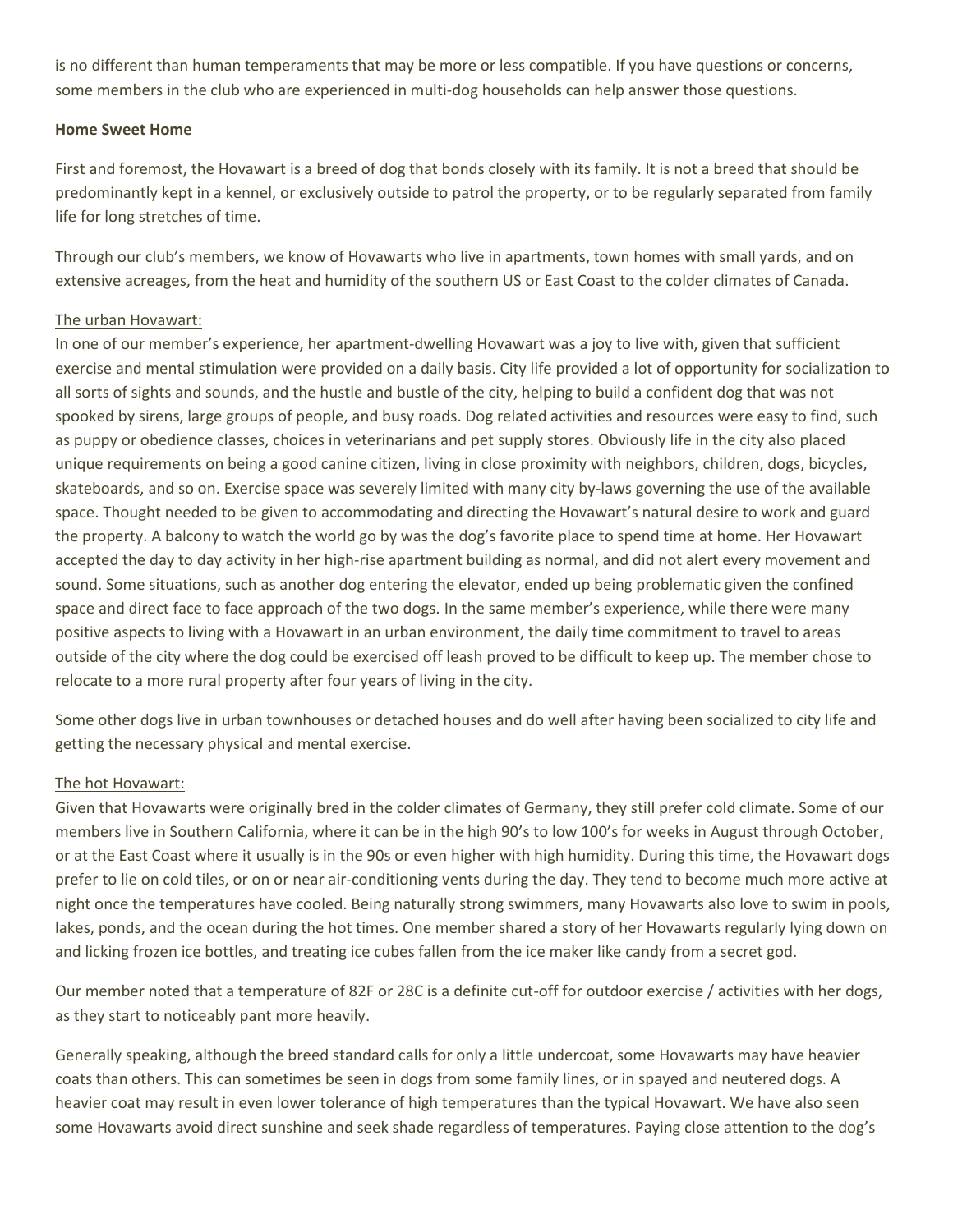is no different than human temperaments that may be more or less compatible. If you have questions or concerns, some members in the club who are experienced in multi-dog households can help answer those questions.

**Home Sweet Home**

First and foremost, the Hovawart is a breed of dog that bonds closely with its family. It is not a breed that should be predominantly kept in a kennel, or exclusively outside to patrol the property, or to be regularly separated from family life for long stretches of time.

Through our club's members, we know of Hovawarts who live in apartments, town homes with small yards, and on extensive acreages, from the heat and humidity of the southern US or East Coast to the colder climates of Canada.

The urban Hovawart:

In one of our member's experience, her apartment-dwelling Hovawart was a joy to live with, given that sufficient exercise and mental stimulation were provided on a daily basis. City life provided a lot of opportunity for socialization to all sorts of sights and sounds, and the hustle and bustle of the city, helping to build a confident dog that was not spooked by sirens, large groups of people, and busy roads. Dog related activities and resources were easy to find, such as puppy or obedience classes, choices in veterinarians and pet supply stores. Obviously life in the city also placed unique requirements on being a good canine citizen, living in close proximity with neighbors, children, dogs, bicycles, skateboards, and so on. Exercise space was severely limited with many city by-laws governing the use of the available space. Thought needed to be given to accommodating and directing the Hovawart's natural desire to work and guard the property. A balcony to watch the world go by was the dog's favorite place to spend time at home. Her Hovawart accepted the day to day activity in her high-rise apartment building as normal, and did not alert every movement and sound. Some situations, such as another dog entering the elevator, ended up being problematic given the confined space and direct face to face approach of the two dogs. In the same member's experience, while there were many positive aspects to living with a Hovawart in an urban environment, the daily time commitment to travel to areas outside of the city where the dog could be exercised off leash proved to be difficult to keep up. The member chose to relocate to a more rural property after four years of living in the city.

Some other dogs live in urban townhouses or detached houses and do well after having been socialized to city life and getting the necessary physical and mental exercise.

The hot Hovawart:

Given that Hovawarts were originally bred in the colder climates of Germany, they still prefer cold climate. Some of our members live in Southern California, where it can be in the high 90's to low 100's for weeks in August through October, or at the East Coast where it usually is in the 90s or even higher with high humidity. During this time, the Hovawart dogs prefer to lie on cold tiles, or on or near air-conditioning vents during the day. They tend to become much more active at night once the temperatures have cooled. Being naturally strong swimmers, many Hovawarts also love to swim in pools, lakes, ponds, and the ocean during the hot times. One member shared a story of her Hovawarts regularly lying down on and licking frozen ice bottles, and treating ice cubes fallen from the ice maker like candy from a secret god.

Our member noted that a temperature of 82F or 28C is a definite cut-off for outdoor exercise / activities with her dogs, as they start to noticeably pant more heavily.

Generally speaking, although the breed standard calls for only a little undercoat, some Hovawarts may have heavier coats than others. This can sometimes be seen in dogs from some family lines, or in spayed and neutered dogs. A heavier coat may result in even lower tolerance of high temperatures than the typical Hovawart. We have also seen some Hovawarts avoid direct sunshine and seek shade regardless of temperatures. Paying close attention to the dog's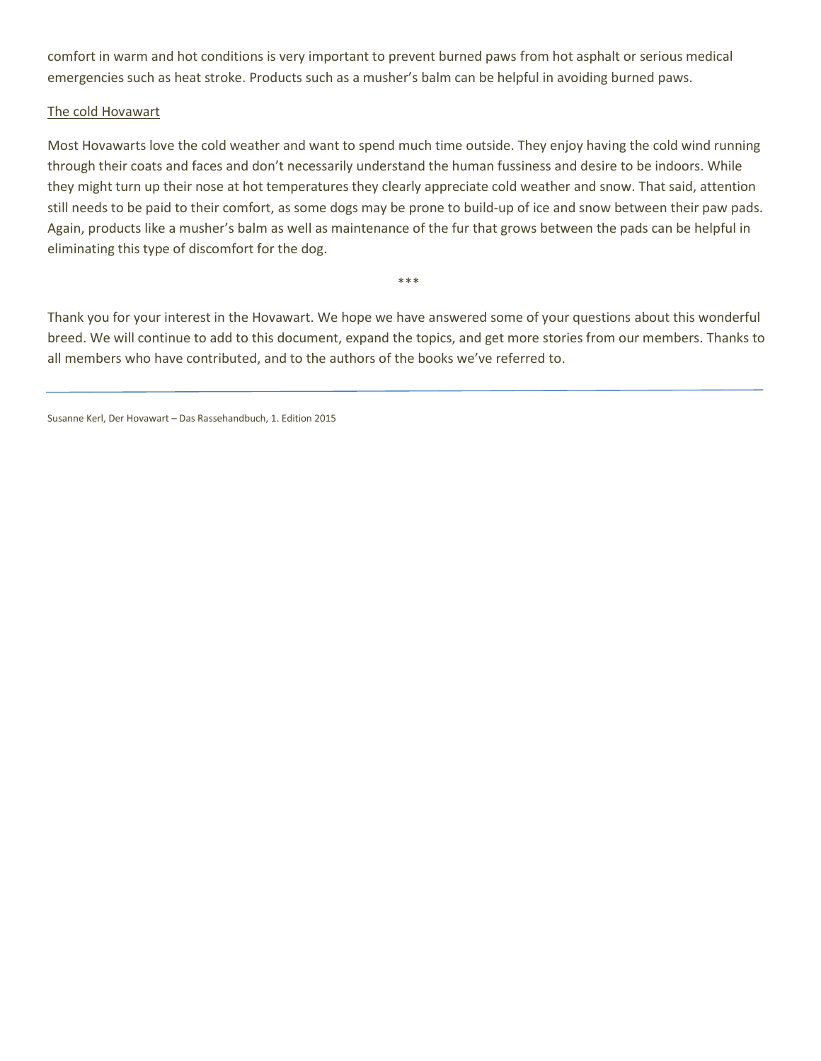comfort in warm and hot conditions is very important to prevent burned paws from hot asphalt or serious medical emergencies such as heat stroke. Products such as a musher's balm can be helpful in avoiding burned paws.

<u>The cold Hovawart</u>

Most Hovawarts love the cold weather and want to spend much time outside. They enjoy having the cold wind running through their coats and faces and don't necessarily understand the human fussiness and desire to be indoors. While they might turn up their nose at hot temperatures they clearly appreciate cold weather and snow. That said, attention still needs to be paid to their comfort, as some dogs may be prone to build-up of ice and snow between their paw pads. Again, products like a musher's balm as well as maintenance of the fur that grows between the pads can be helpful in eliminating this type of discomfort for the dog.

***

Thank you for your interest in the Hovawart. We hope we have answered some of your questions about this wonderful breed. We will continue to add to this document, expand the topics, and get more stories from our members. Thanks to all members who have contributed, and to the authors of the books we've referred to.

---

Susanne Kerl, Der Hovawart – Das Rassehandbuch, 1. Edition 2015